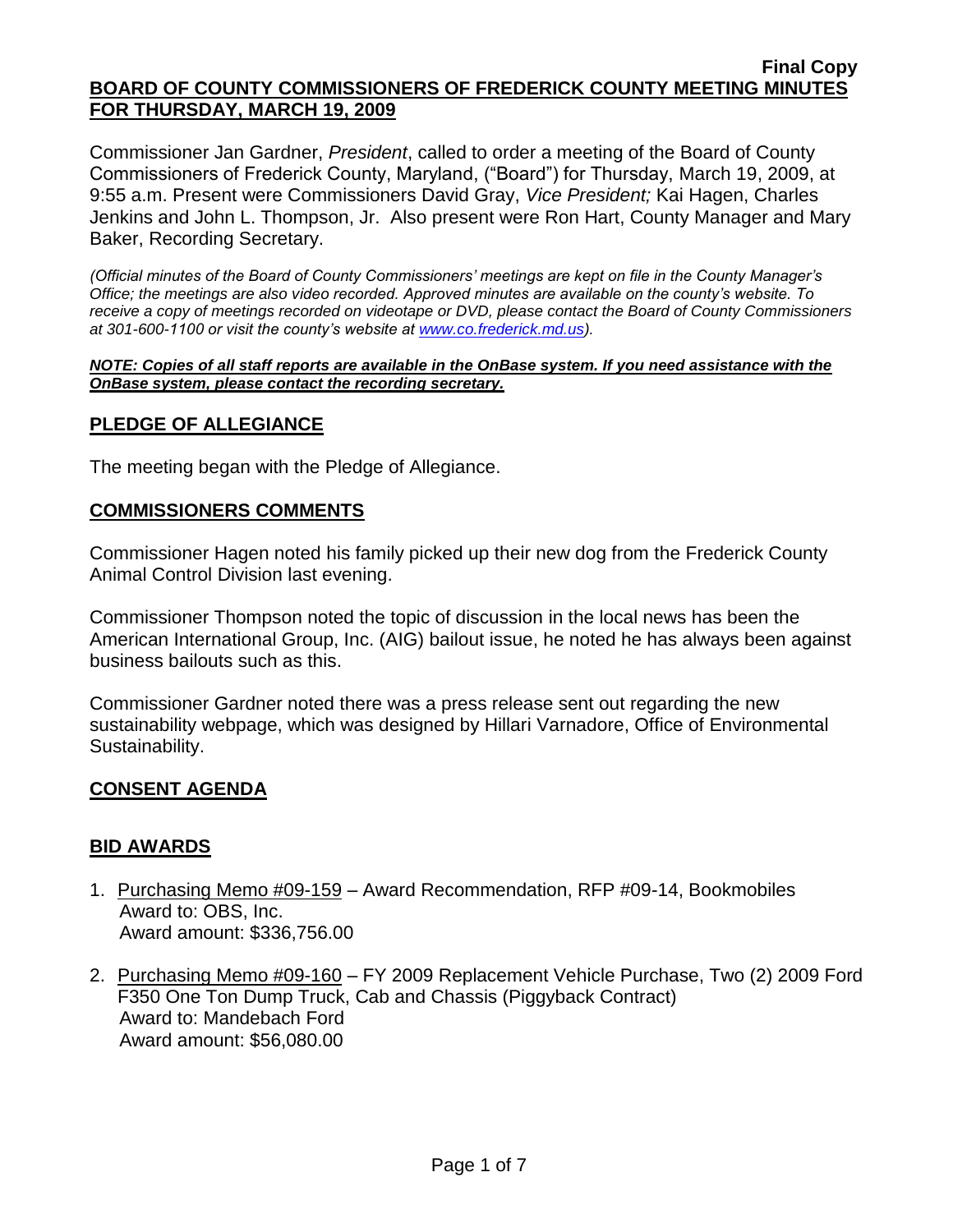**Final Copy**

# BOARD OF COUNTY COMMISSIONERS OF FREDERICK COUNTY MEETING MINUTES FOR THURSDAY, MARCH 19, 2009

Commissioner Jan Gardner, *President*, called to order a meeting of the Board of County Commissioners of Frederick County, Maryland, ("Board") for Thursday, March 19, 2009, at 9:55 a.m. Present were Commissioners David Gray, *Vice President;* Kai Hagen, Charles Jenkins and John L. Thompson, Jr. Also present were Ron Hart, County Manager and Mary Baker, Recording Secretary.

*(Official minutes of the Board of County Commissioners' meetings are kept on file in the County Manager's Office; the meetings are also video recorded. Approved minutes are available on the county's website. To receive a copy of meetings recorded on videotape or DVD, please contact the Board of County Commissioners at 301-600-1100 or visit the county's website at www.co.frederick.md.us).*

***NOTE: Copies of all staff reports are available in the OnBase system. If you need assistance with the OnBase system, please contact the recording secretary.***

## PLEDGE OF ALLEGIANCE

The meeting began with the Pledge of Allegiance.

## COMMISSIONERS COMMENTS

Commissioner Hagen noted his family picked up their new dog from the Frederick County Animal Control Division last evening.

Commissioner Thompson noted the topic of discussion in the local news has been the American International Group, Inc. (AIG) bailout issue, he noted he has always been against business bailouts such as this.

Commissioner Gardner noted there was a press release sent out regarding the new sustainability webpage, which was designed by Hillari Varnadore, Office of Environmental Sustainability.

## CONSENT AGENDA

## BID AWARDS

1. Purchasing Memo #09-159 – Award Recommendation, RFP #09-14, Bookmobiles
   Award to: OBS, Inc.
   Award amount: $336,756.00

2. Purchasing Memo #09-160 – FY 2009 Replacement Vehicle Purchase, Two (2) 2009 Ford F350 One Ton Dump Truck, Cab and Chassis (Piggyback Contract)
   Award to: Mandebach Ford
   Award amount: $56,080.00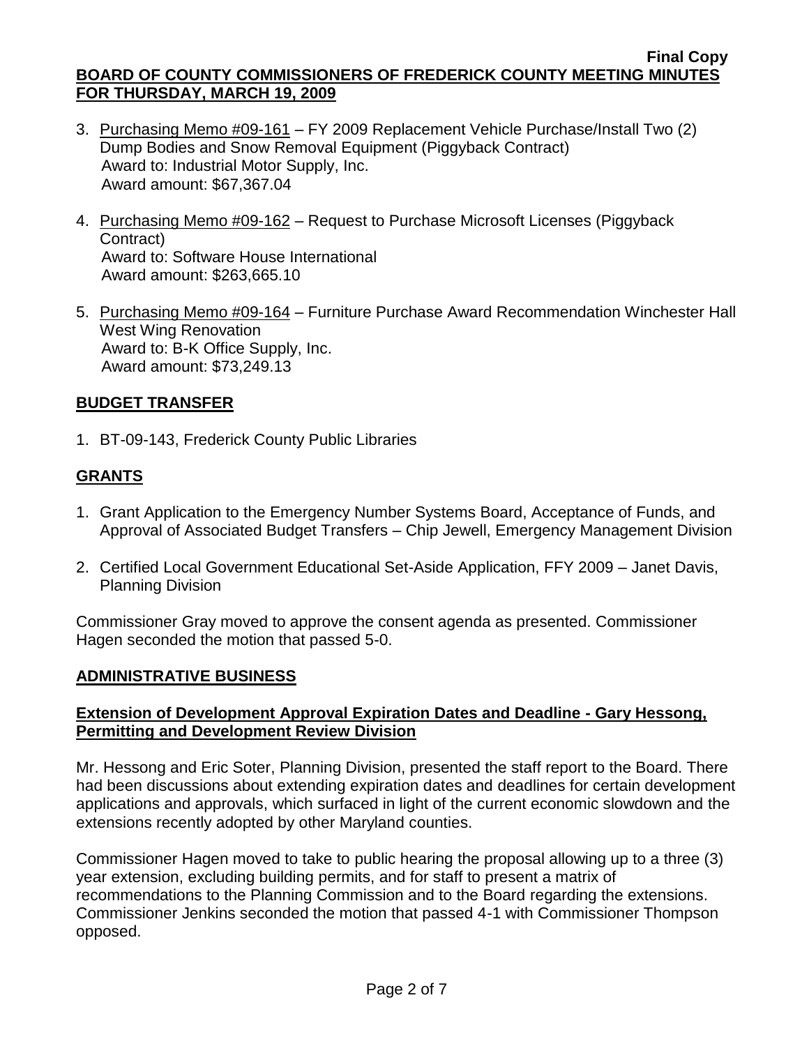3. Purchasing Memo #09-161 – FY 2009 Replacement Vehicle Purchase/Install Two (2) Dump Bodies and Snow Removal Equipment (Piggyback Contract)
   Award to: Industrial Motor Supply, Inc.
   Award amount: $67,367.04

4. Purchasing Memo #09-162 – Request to Purchase Microsoft Licenses (Piggyback Contract)
   Award to: Software House International
   Award amount: $263,665.10

5. Purchasing Memo #09-164 – Furniture Purchase Award Recommendation Winchester Hall West Wing Renovation
   Award to: B-K Office Supply, Inc.
   Award amount: $73,249.13

## BUDGET TRANSFER

1. BT-09-143, Frederick County Public Libraries

## GRANTS

1. Grant Application to the Emergency Number Systems Board, Acceptance of Funds, and Approval of Associated Budget Transfers – Chip Jewell, Emergency Management Division

2. Certified Local Government Educational Set-Aside Application, FFY 2009 – Janet Davis, Planning Division

Commissioner Gray moved to approve the consent agenda as presented. Commissioner Hagen seconded the motion that passed 5-0.

## ADMINISTRATIVE BUSINESS

### Extension of Development Approval Expiration Dates and Deadline - Gary Hessong, Permitting and Development Review Division

Mr. Hessong and Eric Soter, Planning Division, presented the staff report to the Board. There had been discussions about extending expiration dates and deadlines for certain development applications and approvals, which surfaced in light of the current economic slowdown and the extensions recently adopted by other Maryland counties.

Commissioner Hagen moved to take to public hearing the proposal allowing up to a three (3) year extension, excluding building permits, and for staff to present a matrix of recommendations to the Planning Commission and to the Board regarding the extensions. Commissioner Jenkins seconded the motion that passed 4-1 with Commissioner Thompson opposed.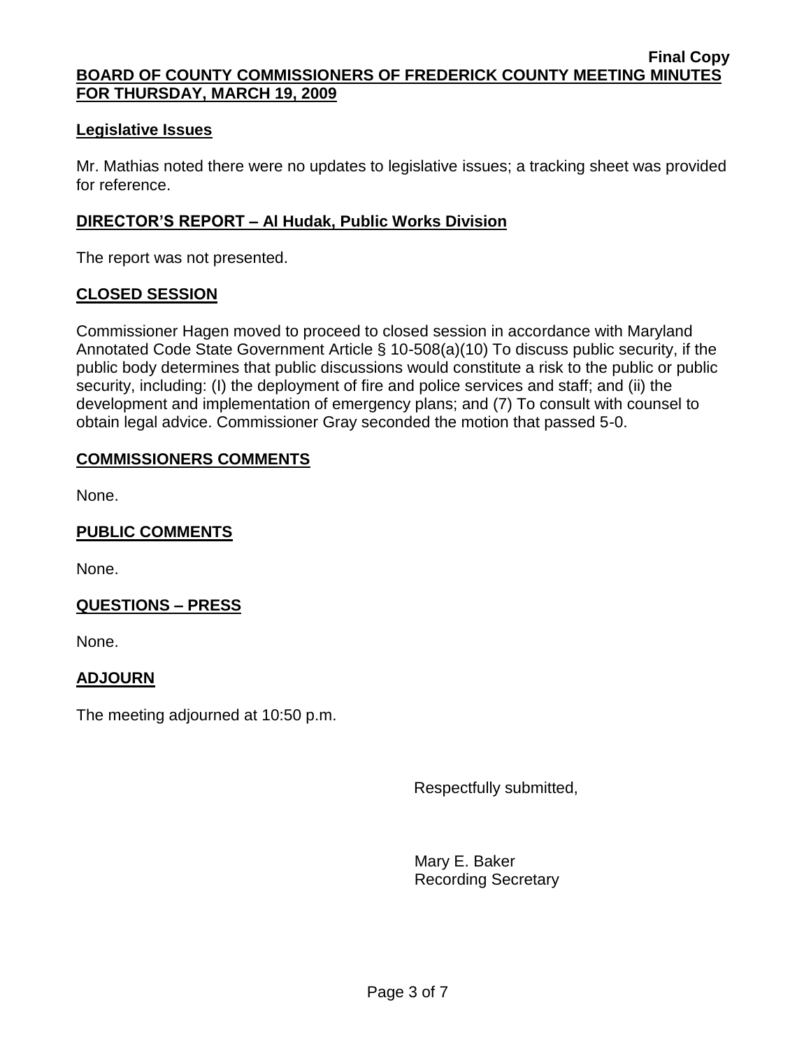## Legislative Issues

Mr. Mathias noted there were no updates to legislative issues; a tracking sheet was provided for reference.

## DIRECTOR'S REPORT – Al Hudak, Public Works Division

The report was not presented.

## CLOSED SESSION

Commissioner Hagen moved to proceed to closed session in accordance with Maryland Annotated Code State Government Article § 10-508(a)(10) To discuss public security, if the public body determines that public discussions would constitute a risk to the public or public security, including: (I) the deployment of fire and police services and staff; and (ii) the development and implementation of emergency plans; and (7) To consult with counsel to obtain legal advice. Commissioner Gray seconded the motion that passed 5-0.

## COMMISSIONERS COMMENTS

None.

## PUBLIC COMMENTS

None.

## QUESTIONS – PRESS

None.

## ADJOURN

The meeting adjourned at 10:50 p.m.

Respectfully submitted,

Mary E. Baker
Recording Secretary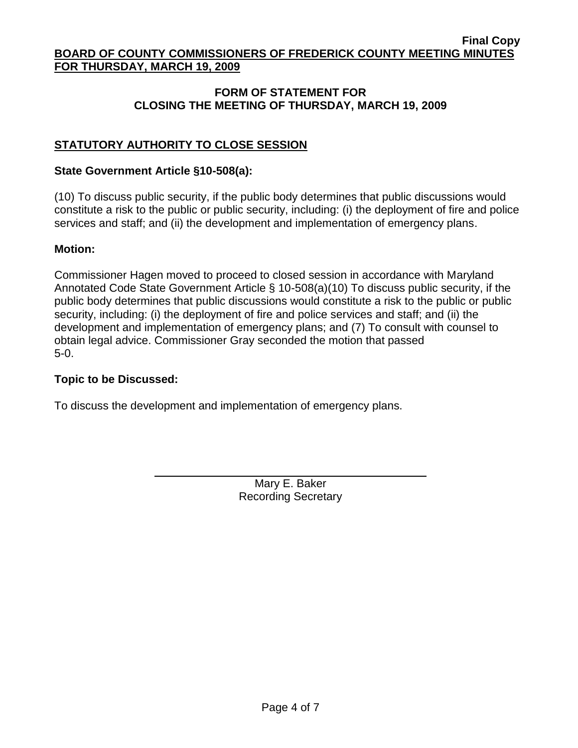**Final Copy**

**BOARD OF COUNTY COMMISSIONERS OF FREDERICK COUNTY MEETING MINUTES FOR THURSDAY, MARCH 19, 2009**

**FORM OF STATEMENT FOR CLOSING THE MEETING OF THURSDAY, MARCH 19, 2009**

## STATUTORY AUTHORITY TO CLOSE SESSION

**State Government Article §10-508(a):**

(10) To discuss public security, if the public body determines that public discussions would constitute a risk to the public or public security, including: (i) the deployment of fire and police services and staff; and (ii) the development and implementation of emergency plans.

**Motion:**

Commissioner Hagen moved to proceed to closed session in accordance with Maryland Annotated Code State Government Article § 10-508(a)(10) To discuss public security, if the public body determines that public discussions would constitute a risk to the public or public security, including: (i) the deployment of fire and police services and staff; and (ii) the development and implementation of emergency plans; and (7) To consult with counsel to obtain legal advice. Commissioner Gray seconded the motion that passed 5-0.

**Topic to be Discussed:**

To discuss the development and implementation of emergency plans.

Mary E. Baker
Recording Secretary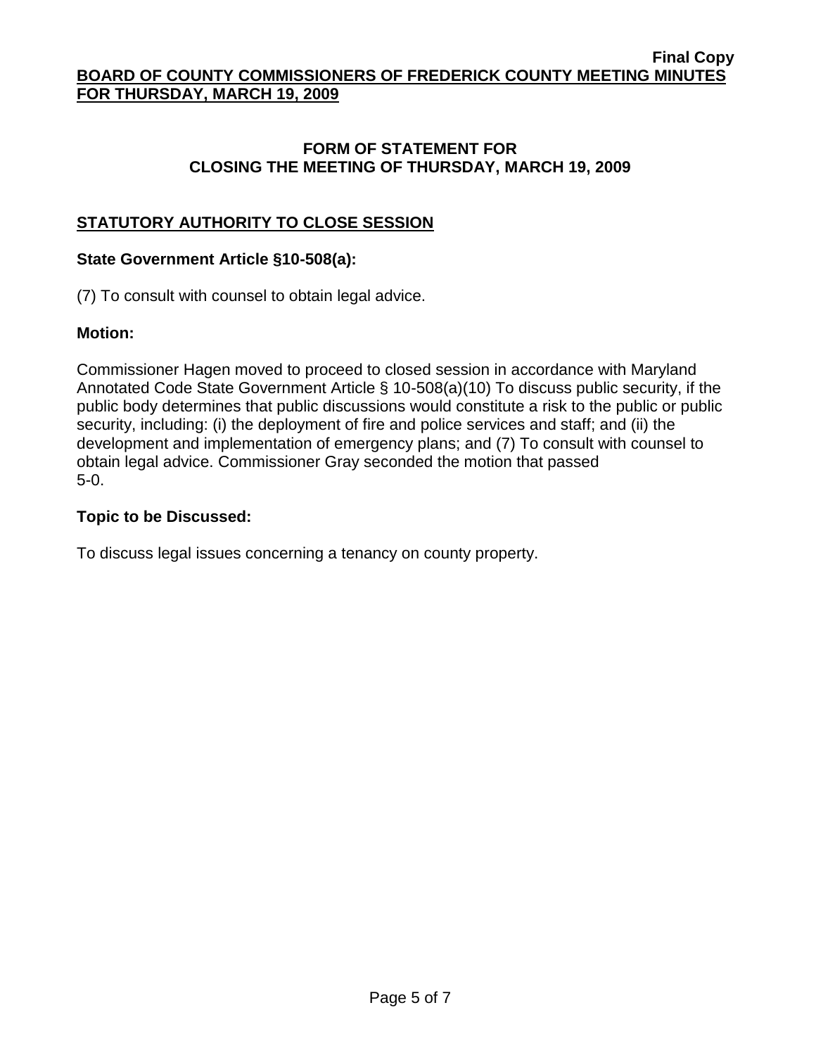## FORM OF STATEMENT FOR CLOSING THE MEETING OF THURSDAY, MARCH 19, 2009

### STATUTORY AUTHORITY TO CLOSE SESSION

**State Government Article §10-508(a):**

(7) To consult with counsel to obtain legal advice.

**Motion:**

Commissioner Hagen moved to proceed to closed session in accordance with Maryland Annotated Code State Government Article § 10-508(a)(10) To discuss public security, if the public body determines that public discussions would constitute a risk to the public or public security, including: (i) the deployment of fire and police services and staff; and (ii) the development and implementation of emergency plans; and (7) To consult with counsel to obtain legal advice. Commissioner Gray seconded the motion that passed 5-0.

**Topic to be Discussed:**

To discuss legal issues concerning a tenancy on county property.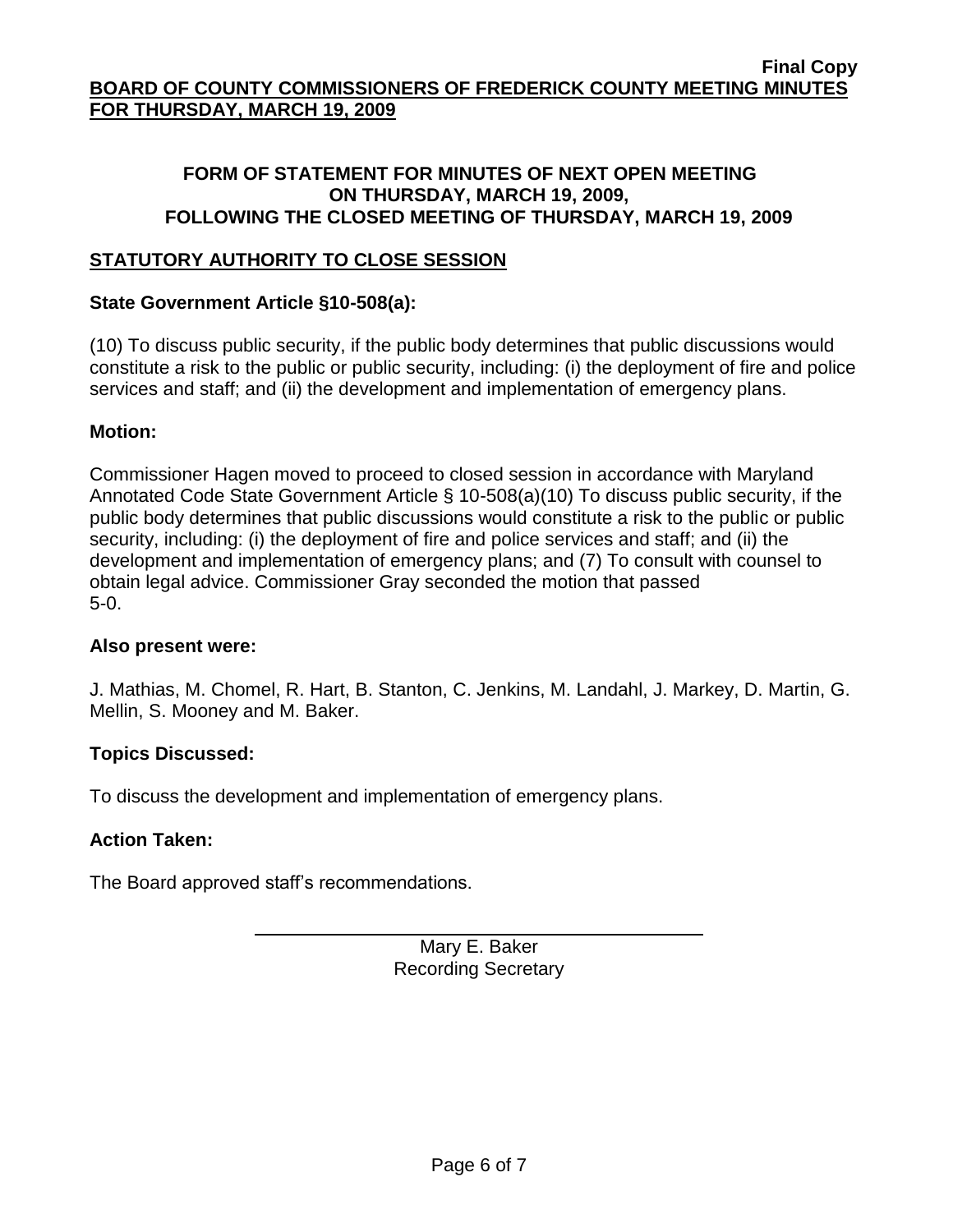## FORM OF STATEMENT FOR MINUTES OF NEXT OPEN MEETING ON THURSDAY, MARCH 19, 2009, FOLLOWING THE CLOSED MEETING OF THURSDAY, MARCH 19, 2009

## STATUTORY AUTHORITY TO CLOSE SESSION

**State Government Article §10-508(a):**

(10) To discuss public security, if the public body determines that public discussions would constitute a risk to the public or public security, including: (i) the deployment of fire and police services and staff; and (ii) the development and implementation of emergency plans.

**Motion:**

Commissioner Hagen moved to proceed to closed session in accordance with Maryland Annotated Code State Government Article § 10-508(a)(10) To discuss public security, if the public body determines that public discussions would constitute a risk to the public or public security, including: (i) the deployment of fire and police services and staff; and (ii) the development and implementation of emergency plans; and (7) To consult with counsel to obtain legal advice. Commissioner Gray seconded the motion that passed 5-0.

**Also present were:**

J. Mathias, M. Chomel, R. Hart, B. Stanton, C. Jenkins, M. Landahl, J. Markey, D. Martin, G. Mellin, S. Mooney and M. Baker.

**Topics Discussed:**

To discuss the development and implementation of emergency plans.

**Action Taken:**

The Board approved staff's recommendations.

Mary E. Baker
Recording Secretary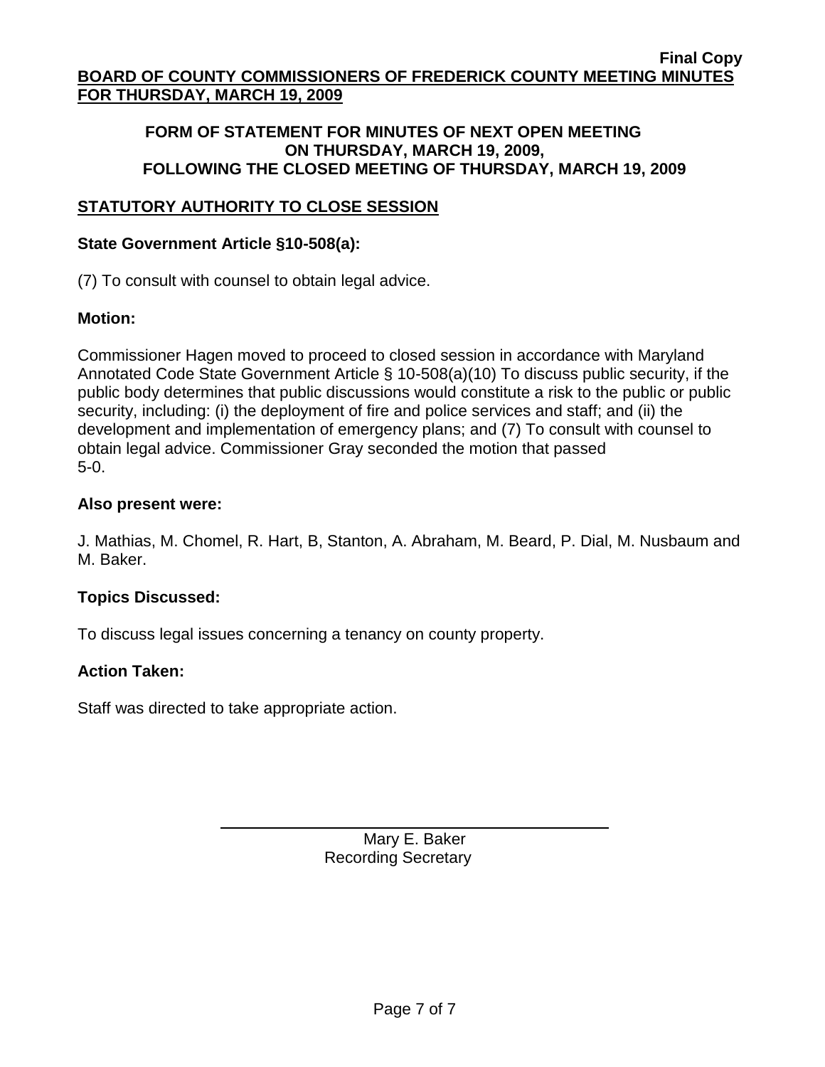**Final Copy**

**BOARD OF COUNTY COMMISSIONERS OF FREDERICK COUNTY MEETING MINUTES FOR THURSDAY, MARCH 19, 2009**

**FORM OF STATEMENT FOR MINUTES OF NEXT OPEN MEETING ON THURSDAY, MARCH 19, 2009, FOLLOWING THE CLOSED MEETING OF THURSDAY, MARCH 19, 2009**

## STATUTORY AUTHORITY TO CLOSE SESSION

**State Government Article §10-508(a):**

(7) To consult with counsel to obtain legal advice.

**Motion:**

Commissioner Hagen moved to proceed to closed session in accordance with Maryland Annotated Code State Government Article § 10-508(a)(10) To discuss public security, if the public body determines that public discussions would constitute a risk to the public or public security, including: (i) the deployment of fire and police services and staff; and (ii) the development and implementation of emergency plans; and (7) To consult with counsel to obtain legal advice. Commissioner Gray seconded the motion that passed 5-0.

**Also present were:**

J. Mathias, M. Chomel, R. Hart, B, Stanton, A. Abraham, M. Beard, P. Dial, M. Nusbaum and M. Baker.

**Topics Discussed:**

To discuss legal issues concerning a tenancy on county property.

**Action Taken:**

Staff was directed to take appropriate action.

Mary E. Baker
Recording Secretary